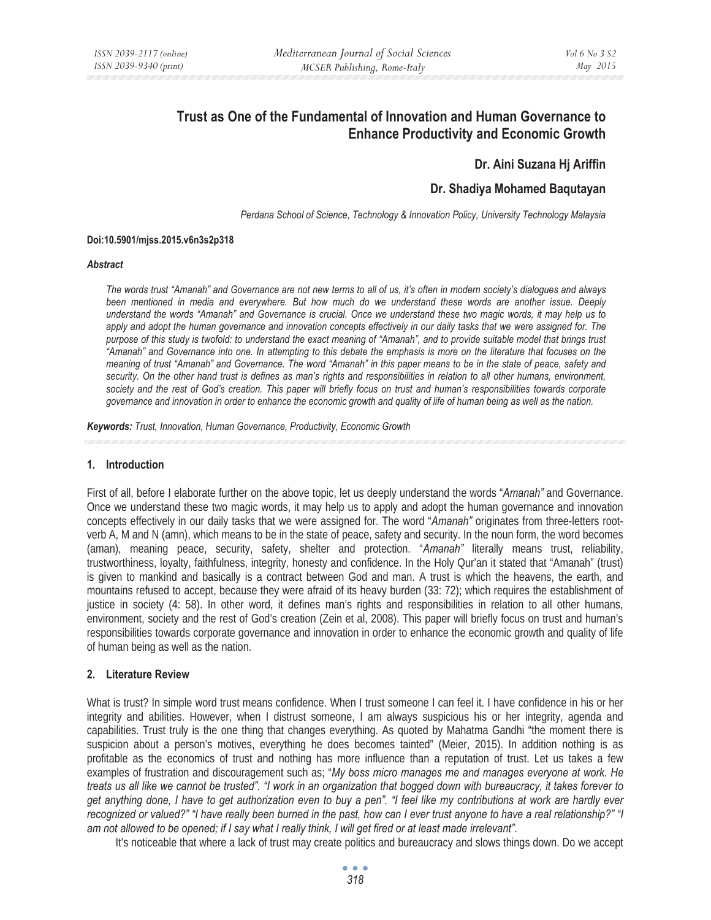# Trust as One of the Fundamental of Innovation and Human Governance to Enhance Productivity and Economic Growth

**Dr. Aini Suzana Hj Ariffin**

**Dr. Shadiya Mohamed Baqutayan**

*Perdana School of Science, Technology & Innovation Policy, University Technology Malaysia*

**Doi:10.5901/mjss.2015.v6n3s2p318**

***Abstract***

*The words trust "Amanah" and Governance are not new terms to all of us, it's often in modern society's dialogues and always been mentioned in media and everywhere. But how much do we understand these words are another issue. Deeply understand the words "Amanah" and Governance is crucial. Once we understand these two magic words, it may help us to apply and adopt the human governance and innovation concepts effectively in our daily tasks that we were assigned for. The purpose of this study is twofold: to understand the exact meaning of "Amanah", and to provide suitable model that brings trust "Amanah" and Governance into one. In attempting to this debate the emphasis is more on the literature that focuses on the meaning of trust "Amanah" and Governance. The word "Amanah" in this paper means to be in the state of peace, safety and security. On the other hand trust is defines as man's rights and responsibilities in relation to all other humans, environment, society and the rest of God's creation. This paper will briefly focus on trust and human's responsibilities towards corporate governance and innovation in order to enhance the economic growth and quality of life of human being as well as the nation.*

***Keywords:*** *Trust, Innovation, Human Governance, Productivity, Economic Growth*

## 1. Introduction

First of all, before I elaborate further on the above topic, let us deeply understand the words "*Amanah"* and Governance. Once we understand these two magic words, it may help us to apply and adopt the human governance and innovation concepts effectively in our daily tasks that we were assigned for. The word "*Amanah"* originates from three-letters root-verb A, M and N (amn), which means to be in the state of peace, safety and security. In the noun form, the word becomes (aman), meaning peace, security, safety, shelter and protection. "*Amanah"* literally means trust, reliability, trustworthiness, loyalty, faithfulness, integrity, honesty and confidence. In the Holy Qur'an it stated that "Amanah" (trust) is given to mankind and basically is a contract between God and man. A trust is which the heavens, the earth, and mountains refused to accept, because they were afraid of its heavy burden (33: 72); which requires the establishment of justice in society (4: 58). In other word, it defines man's rights and responsibilities in relation to all other humans, environment, society and the rest of God's creation (Zein et al, 2008). This paper will briefly focus on trust and human's responsibilities towards corporate governance and innovation in order to enhance the economic growth and quality of life of human being as well as the nation.

## 2. Literature Review

What is trust? In simple word trust means confidence. When I trust someone I can feel it. I have confidence in his or her integrity and abilities. However, when I distrust someone, I am always suspicious his or her integrity, agenda and capabilities. Trust truly is the one thing that changes everything. As quoted by Mahatma Gandhi "the moment there is suspicion about a person's motives, everything he does becomes tainted" (Meier, 2015). In addition nothing is as profitable as the economics of trust and nothing has more influence than a reputation of trust. Let us takes a few examples of frustration and discouragement such as; "*My boss micro manages me and manages everyone at work. He treats us all like we cannot be trusted". "I work in an organization that bogged down with bureaucracy, it takes forever to get anything done, I have to get authorization even to buy a pen". "I feel like my contributions at work are hardly ever recognized or valued?" "I have really been burned in the past, how can I ever trust anyone to have a real relationship?" "I am not allowed to be opened; if I say what I really think, I will get fired or at least made irrelevant"*.

It's noticeable that where a lack of trust may create politics and bureaucracy and slows things down. Do we accept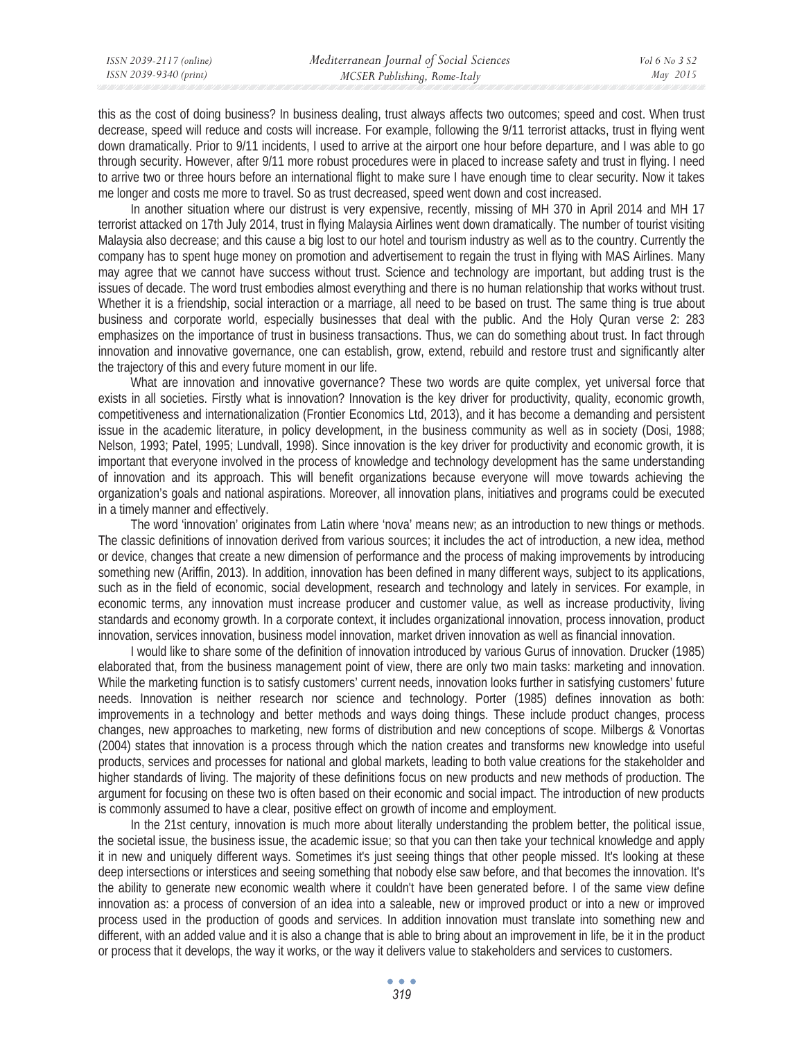this as the cost of doing business? In business dealing, trust always affects two outcomes; speed and cost. When trust decrease, speed will reduce and costs will increase. For example, following the 9/11 terrorist attacks, trust in flying went down dramatically. Prior to 9/11 incidents, I used to arrive at the airport one hour before departure, and I was able to go through security. However, after 9/11 more robust procedures were in placed to increase safety and trust in flying. I need to arrive two or three hours before an international flight to make sure I have enough time to clear security. Now it takes me longer and costs me more to travel. So as trust decreased, speed went down and cost increased.

In another situation where our distrust is very expensive, recently, missing of MH 370 in April 2014 and MH 17 terrorist attacked on 17th July 2014, trust in flying Malaysia Airlines went down dramatically. The number of tourist visiting Malaysia also decrease; and this cause a big lost to our hotel and tourism industry as well as to the country. Currently the company has to spent huge money on promotion and advertisement to regain the trust in flying with MAS Airlines. Many may agree that we cannot have success without trust. Science and technology are important, but adding trust is the issues of decade. The word trust embodies almost everything and there is no human relationship that works without trust. Whether it is a friendship, social interaction or a marriage, all need to be based on trust. The same thing is true about business and corporate world, especially businesses that deal with the public. And the Holy Quran verse 2: 283 emphasizes on the importance of trust in business transactions. Thus, we can do something about trust. In fact through innovation and innovative governance, one can establish, grow, extend, rebuild and restore trust and significantly alter the trajectory of this and every future moment in our life.

What are innovation and innovative governance? These two words are quite complex, yet universal force that exists in all societies. Firstly what is innovation? Innovation is the key driver for productivity, quality, economic growth, competitiveness and internationalization (Frontier Economics Ltd, 2013), and it has become a demanding and persistent issue in the academic literature, in policy development, in the business community as well as in society (Dosi, 1988; Nelson, 1993; Patel, 1995; Lundvall, 1998). Since innovation is the key driver for productivity and economic growth, it is important that everyone involved in the process of knowledge and technology development has the same understanding of innovation and its approach. This will benefit organizations because everyone will move towards achieving the organization's goals and national aspirations. Moreover, all innovation plans, initiatives and programs could be executed in a timely manner and effectively.

The word 'innovation' originates from Latin where 'nova' means new; as an introduction to new things or methods. The classic definitions of innovation derived from various sources; it includes the act of introduction, a new idea, method or device, changes that create a new dimension of performance and the process of making improvements by introducing something new (Ariffin, 2013). In addition, innovation has been defined in many different ways, subject to its applications, such as in the field of economic, social development, research and technology and lately in services. For example, in economic terms, any innovation must increase producer and customer value, as well as increase productivity, living standards and economy growth. In a corporate context, it includes organizational innovation, process innovation, product innovation, services innovation, business model innovation, market driven innovation as well as financial innovation.

I would like to share some of the definition of innovation introduced by various Gurus of innovation. Drucker (1985) elaborated that, from the business management point of view, there are only two main tasks: marketing and innovation. While the marketing function is to satisfy customers' current needs, innovation looks further in satisfying customers' future needs. Innovation is neither research nor science and technology. Porter (1985) defines innovation as both: improvements in a technology and better methods and ways doing things. These include product changes, process changes, new approaches to marketing, new forms of distribution and new conceptions of scope. Milbergs & Vonortas (2004) states that innovation is a process through which the nation creates and transforms new knowledge into useful products, services and processes for national and global markets, leading to both value creations for the stakeholder and higher standards of living. The majority of these definitions focus on new products and new methods of production. The argument for focusing on these two is often based on their economic and social impact. The introduction of new products is commonly assumed to have a clear, positive effect on growth of income and employment.

In the 21st century, innovation is much more about literally understanding the problem better, the political issue, the societal issue, the business issue, the academic issue; so that you can then take your technical knowledge and apply it in new and uniquely different ways. Sometimes it's just seeing things that other people missed. It's looking at these deep intersections or interstices and seeing something that nobody else saw before, and that becomes the innovation. It's the ability to generate new economic wealth where it couldn't have been generated before. I of the same view define innovation as: a process of conversion of an idea into a saleable, new or improved product or into a new or improved process used in the production of goods and services. In addition innovation must translate into something new and different, with an added value and it is also a change that is able to bring about an improvement in life, be it in the product or process that it develops, the way it works, or the way it delivers value to stakeholders and services to customers.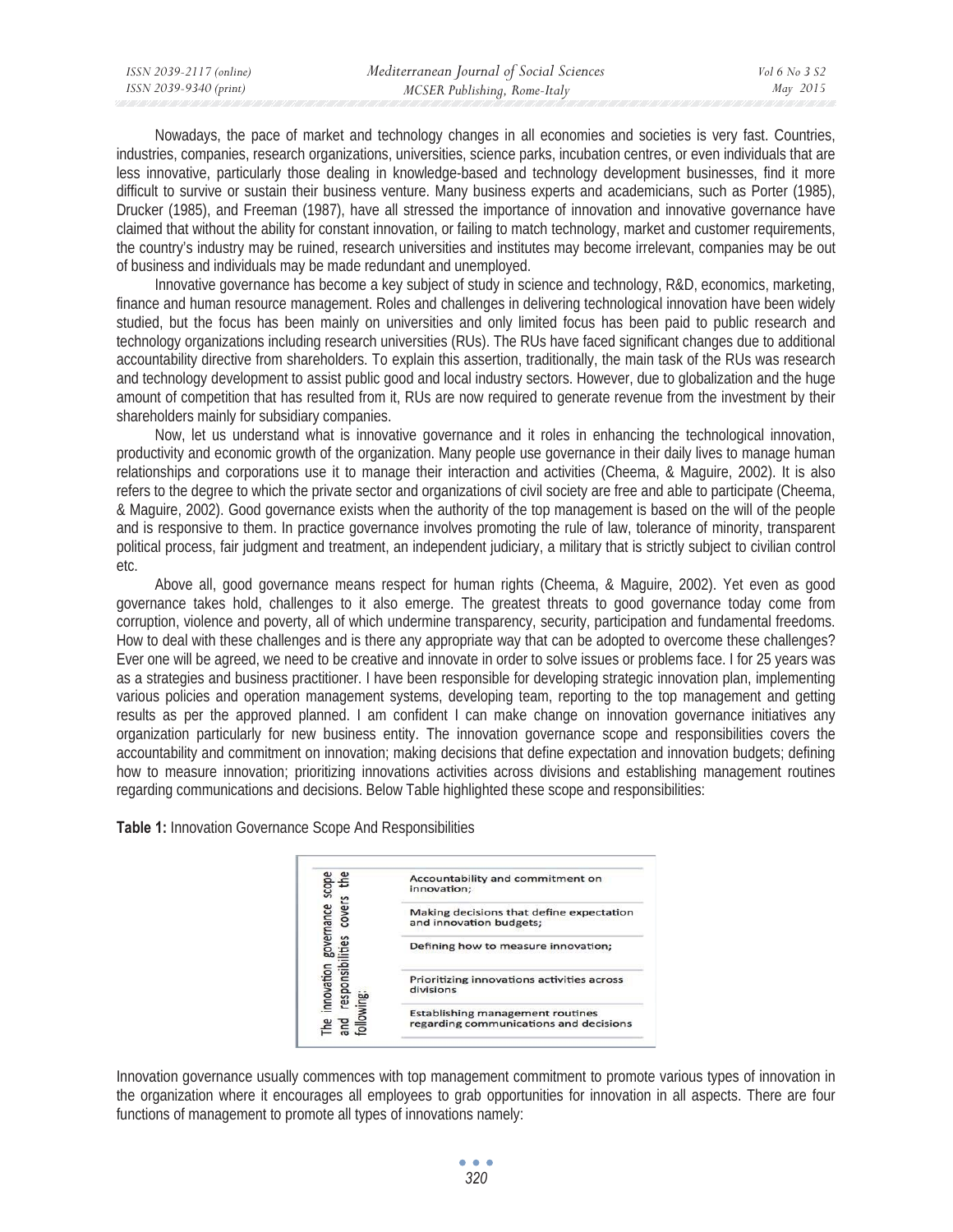Nowadays, the pace of market and technology changes in all economies and societies is very fast. Countries, industries, companies, research organizations, universities, science parks, incubation centres, or even individuals that are less innovative, particularly those dealing in knowledge-based and technology development businesses, find it more difficult to survive or sustain their business venture. Many business experts and academicians, such as Porter (1985), Drucker (1985), and Freeman (1987), have all stressed the importance of innovation and innovative governance have claimed that without the ability for constant innovation, or failing to match technology, market and customer requirements, the country's industry may be ruined, research universities and institutes may become irrelevant, companies may be out of business and individuals may be made redundant and unemployed.

Innovative governance has become a key subject of study in science and technology, R&D, economics, marketing, finance and human resource management. Roles and challenges in delivering technological innovation have been widely studied, but the focus has been mainly on universities and only limited focus has been paid to public research and technology organizations including research universities (RUs). The RUs have faced significant changes due to additional accountability directive from shareholders. To explain this assertion, traditionally, the main task of the RUs was research and technology development to assist public good and local industry sectors. However, due to globalization and the huge amount of competition that has resulted from it, RUs are now required to generate revenue from the investment by their shareholders mainly for subsidiary companies.

Now, let us understand what is innovative governance and it roles in enhancing the technological innovation, productivity and economic growth of the organization. Many people use governance in their daily lives to manage human relationships and corporations use it to manage their interaction and activities (Cheema, & Maguire, 2002). It is also refers to the degree to which the private sector and organizations of civil society are free and able to participate (Cheema, & Maguire, 2002). Good governance exists when the authority of the top management is based on the will of the people and is responsive to them. In practice governance involves promoting the rule of law, tolerance of minority, transparent political process, fair judgment and treatment, an independent judiciary, a military that is strictly subject to civilian control etc.

Above all, good governance means respect for human rights (Cheema, & Maguire, 2002). Yet even as good governance takes hold, challenges to it also emerge. The greatest threats to good governance today come from corruption, violence and poverty, all of which undermine transparency, security, participation and fundamental freedoms. How to deal with these challenges and is there any appropriate way that can be adopted to overcome these challenges? Ever one will be agreed, we need to be creative and innovate in order to solve issues or problems face. I for 25 years was as a strategies and business practitioner. I have been responsible for developing strategic innovation plan, implementing various policies and operation management systems, developing team, reporting to the top management and getting results as per the approved planned. I am confident I can make change on innovation governance initiatives any organization particularly for new business entity. The innovation governance scope and responsibilities covers the accountability and commitment on innovation; making decisions that define expectation and innovation budgets; defining how to measure innovation; prioritizing innovations activities across divisions and establishing management routines regarding communications and decisions. Below Table highlighted these scope and responsibilities:

**Table 1:** Innovation Governance Scope And Responsibilities

| The innovation governance scope and responsibilities covers the following: | |
|---|---|
| | Accountability and commitment on innovation; |
| | Making decisions that define expectation and innovation budgets; |
| | Defining how to measure innovation; |
| | Prioritizing innovations activities across divisions |
| | Establishing management routines regarding communications and decisions |

Innovation governance usually commences with top management commitment to promote various types of innovation in the organization where it encourages all employees to grab opportunities for innovation in all aspects. There are four functions of management to promote all types of innovations namely: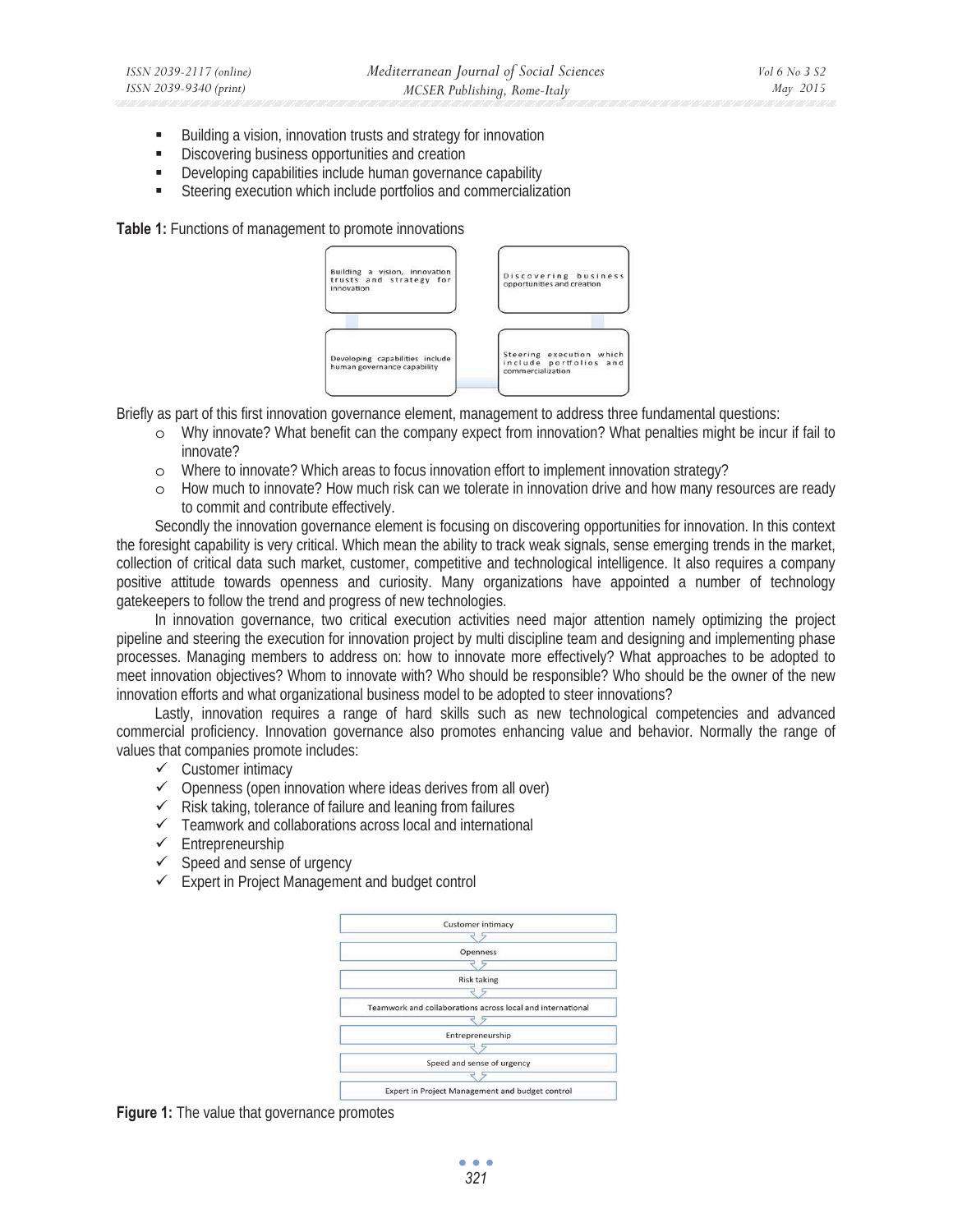- Building a vision, innovation trusts and strategy for innovation
- Discovering business opportunities and creation
- Developing capabilities include human governance capability
- Steering execution which include portfolios and commercialization

**Table 1:** Functions of management to promote innovations

| Building a vision, innovation trusts and strategy for innovation | Discovering business opportunities and creation |
|---|---|
| Developing capabilities include human governance capability | Steering execution which include portfolios and commercialization |

Briefly as part of this first innovation governance element, management to address three fundamental questions:

- Why innovate? What benefit can the company expect from innovation? What penalties might be incur if fail to innovate?
- Where to innovate? Which areas to focus innovation effort to implement innovation strategy?
- How much to innovate? How much risk can we tolerate in innovation drive and how many resources are ready to commit and contribute effectively.

Secondly the innovation governance element is focusing on discovering opportunities for innovation. In this context the foresight capability is very critical. Which mean the ability to track weak signals, sense emerging trends in the market, collection of critical data such market, customer, competitive and technological intelligence. It also requires a company positive attitude towards openness and curiosity. Many organizations have appointed a number of technology gatekeepers to follow the trend and progress of new technologies.

In innovation governance, two critical execution activities need major attention namely optimizing the project pipeline and steering the execution for innovation project by multi discipline team and designing and implementing phase processes. Managing members to address on: how to innovate more effectively? What approaches to be adopted to meet innovation objectives? Whom to innovate with? Who should be responsible? Who should be the owner of the new innovation efforts and what organizational business model to be adopted to steer innovations?

Lastly, innovation requires a range of hard skills such as new technological competencies and advanced commercial proficiency. Innovation governance also promotes enhancing value and behavior. Normally the range of values that companies promote includes:

- ✓ Customer intimacy
- ✓ Openness (open innovation where ideas derives from all over)
- ✓ Risk taking, tolerance of failure and leaning from failures
- ✓ Teamwork and collaborations across local and international
- ✓ Entrepreneurship
- ✓ Speed and sense of urgency
- ✓ Expert in Project Management and budget control

Customer intimacy → Openness → Risk taking → Teamwork and collaborations across local and international → Entrepreneurship → Speed and sense of urgency → Expert in Project Management and budget control

**Figure 1:** The value that governance promotes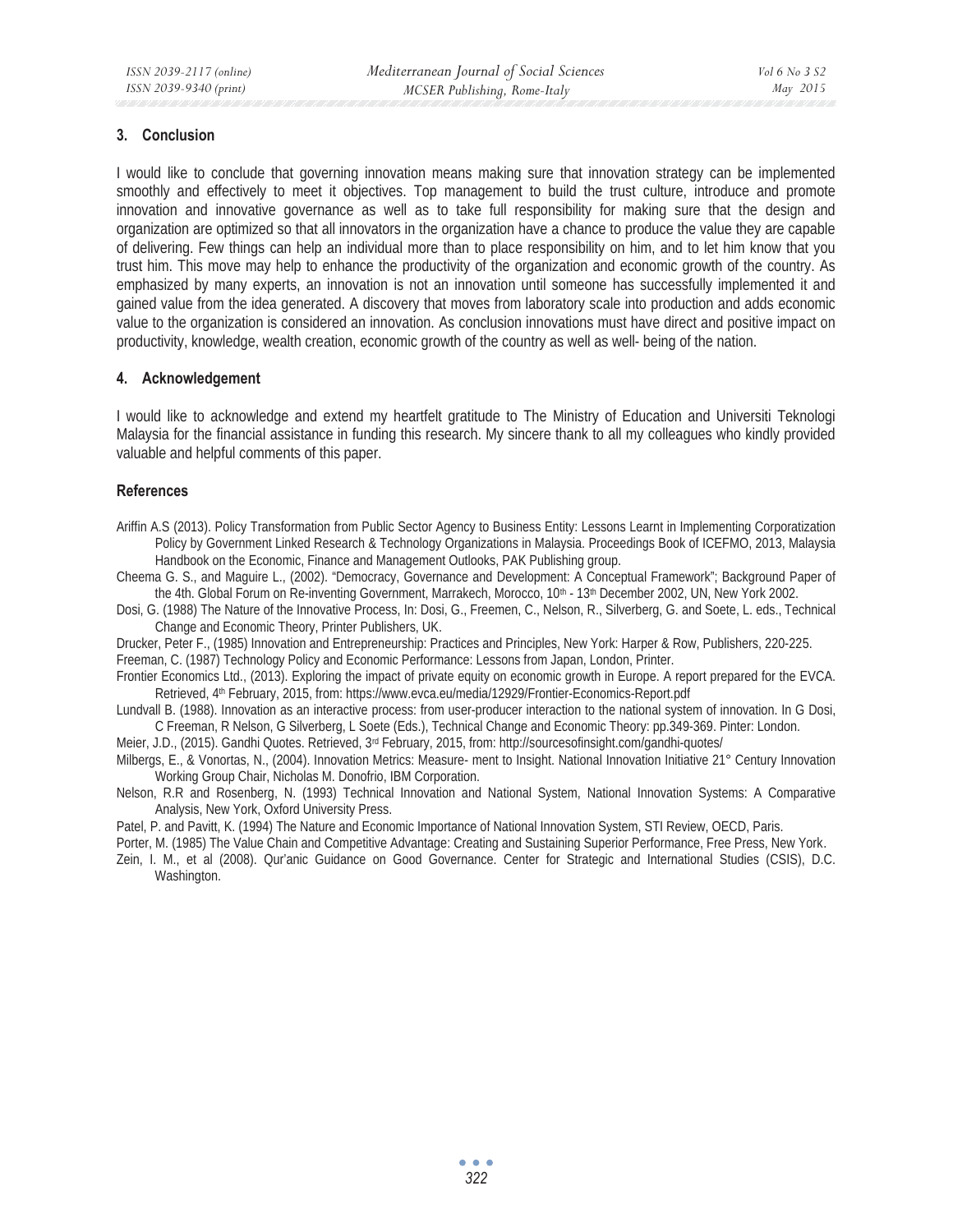## 3. Conclusion

I would like to conclude that governing innovation means making sure that innovation strategy can be implemented smoothly and effectively to meet it objectives. Top management to build the trust culture, introduce and promote innovation and innovative governance as well as to take full responsibility for making sure that the design and organization are optimized so that all innovators in the organization have a chance to produce the value they are capable of delivering. Few things can help an individual more than to place responsibility on him, and to let him know that you trust him. This move may help to enhance the productivity of the organization and economic growth of the country. As emphasized by many experts, an innovation is not an innovation until someone has successfully implemented it and gained value from the idea generated. A discovery that moves from laboratory scale into production and adds economic value to the organization is considered an innovation. As conclusion innovations must have direct and positive impact on productivity, knowledge, wealth creation, economic growth of the country as well as well- being of the nation.

## 4. Acknowledgement

I would like to acknowledge and extend my heartfelt gratitude to The Ministry of Education and Universiti Teknologi Malaysia for the financial assistance in funding this research. My sincere thank to all my colleagues who kindly provided valuable and helpful comments of this paper.

## References

Ariffin A.S (2013). Policy Transformation from Public Sector Agency to Business Entity: Lessons Learnt in Implementing Corporatization Policy by Government Linked Research & Technology Organizations in Malaysia. Proceedings Book of ICEFMO, 2013, Malaysia Handbook on the Economic, Finance and Management Outlooks, PAK Publishing group.

Cheema G. S., and Maguire L., (2002). "Democracy, Governance and Development: A Conceptual Framework"; Background Paper of the 4th. Global Forum on Re-inventing Government, Marrakech, Morocco, 10th - 13th December 2002, UN, New York 2002.

Dosi, G. (1988) The Nature of the Innovative Process, In: Dosi, G., Freemen, C., Nelson, R., Silverberg, G. and Soete, L. eds., Technical Change and Economic Theory, Printer Publishers, UK.

Drucker, Peter F., (1985) Innovation and Entrepreneurship: Practices and Principles, New York: Harper & Row, Publishers, 220-225.

Freeman, C. (1987) Technology Policy and Economic Performance: Lessons from Japan, London, Printer.

Frontier Economics Ltd., (2013). Exploring the impact of private equity on economic growth in Europe. A report prepared for the EVCA. Retrieved, 4th February, 2015, from: https://www.evca.eu/media/12929/Frontier-Economics-Report.pdf

Lundvall B. (1988). Innovation as an interactive process: from user-producer interaction to the national system of innovation. In G Dosi, C Freeman, R Nelson, G Silverberg, L Soete (Eds.), Technical Change and Economic Theory: pp.349-369. Pinter: London.

Meier, J.D., (2015). Gandhi Quotes. Retrieved, 3rd February, 2015, from: http://sourcesofinsight.com/gandhi-quotes/

Milbergs, E., & Vonortas, N., (2004). Innovation Metrics: Measure- ment to Insight. National Innovation Initiative 21° Century Innovation Working Group Chair, Nicholas M. Donofrio, IBM Corporation.

Nelson, R.R and Rosenberg, N. (1993) Technical Innovation and National System, National Innovation Systems: A Comparative Analysis, New York, Oxford University Press.

Patel, P. and Pavitt, K. (1994) The Nature and Economic Importance of National Innovation System, STI Review, OECD, Paris.

Porter, M. (1985) The Value Chain and Competitive Advantage: Creating and Sustaining Superior Performance, Free Press, New York.

Zein, I. M., et al (2008). Qur'anic Guidance on Good Governance. Center for Strategic and International Studies (CSIS), D.C. Washington.